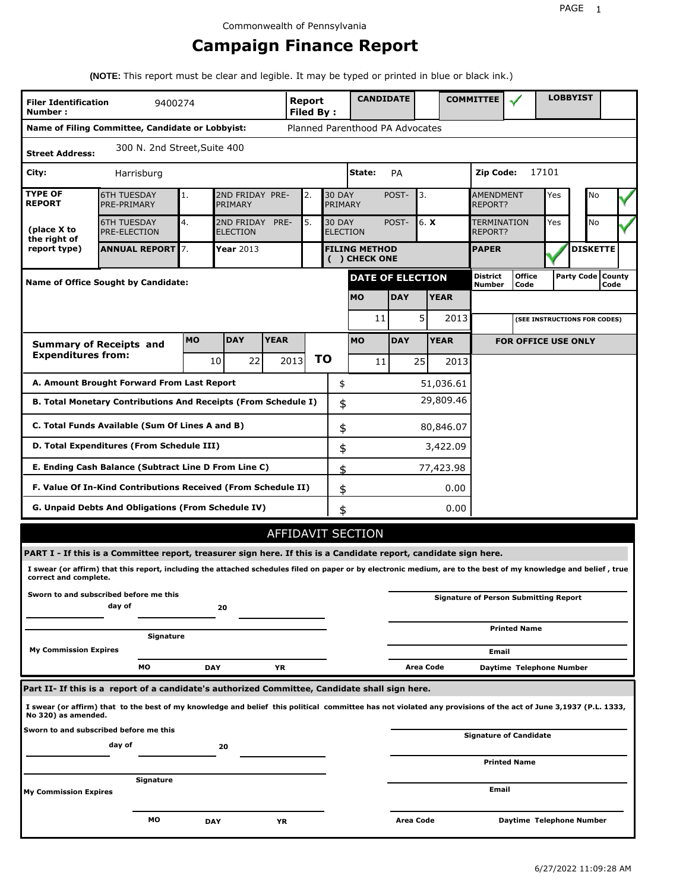Commonwealth of Pennsylvania

# Campaign Finance Report

**(NOTE:** This report must be clear and legible. It may be typed or printed in blue or black ink.)

| **Filer Identification Number :** | 9400274 | **Report Filed By :** | **CANDIDATE** | | **COMMITTEE** | ✓ | **LOBBYIST** | |
|---|---|---|---|---|---|---|---|---|

**Name of Filing Committee, Candidate or Lobbyist:** Planned Parenthood PA Advocates

**Street Address:** 300 N. 2nd Street,Suite 400

**City:** Harrisburg **State:** PA **Zip Code:** 17101

| **TYPE OF REPORT** | 6TH TUESDAY PRE-PRIMARY | 1. | 2ND FRIDAY PRE-PRIMARY | 2. | 30 DAY POST-PRIMARY | 3. | AMENDMENT REPORT? | Yes | | No | ✓ |
|---|---|---|---|---|---|---|---|---|---|---|---|
| **(place X to the right of report type)** | 6TH TUESDAY PRE-ELECTION | 4. | 2ND FRIDAY PRE-ELECTION | 5. | 30 DAY POST-ELECTION | 6. **X** | TERMINATION REPORT? | Yes | | No | ✓ |
| | **ANNUAL REPORT** | 7. | **Year** 2013 | | **FILING METHOD ( ) CHECK ONE** | | **PAPER** | ✓ | **DISKETTE** | | |

**Name of Office Sought by Candidate:**

| **DATE OF ELECTION** | | | **District Number** | **Office Code** | **Party Code** | **County Code** |
|---|---|---|---|---|---|---|
| **MO** | **DAY** | **YEAR** | | | | |
| 11 | 5 | 2013 | | (SEE INSTRUCTIONS FOR CODES) | | |

| **Summary of Receipts and Expenditures from:** | **MO** | **DAY** | **YEAR** | | **MO** | **DAY** | **YEAR** |
|---|---|---|---|---|---|---|---|
| | 10 | 22 | 2013 | **TO** | 11 | 25 | 2013 |

**FOR OFFICE USE ONLY**

| | | |
|---|---|---|
| **A. Amount Brought Forward From Last Report** | $ | 51,036.61 |
| **B. Total Monetary Contributions And Receipts (From Schedule I)** | $ | 29,809.46 |
| **C. Total Funds Available (Sum Of Lines A and B)** | $ | 80,846.07 |
| **D. Total Expenditures (From Schedule III)** | $ | 3,422.09 |
| **E. Ending Cash Balance (Subtract Line D From Line C)** | $ | 77,423.98 |
| **F. Value Of In-Kind Contributions Received (From Schedule II)** | $ | 0.00 |
| **G. Unpaid Debts And Obligations (From Schedule IV)** | $ | 0.00 |

## AFFIDAVIT SECTION

**PART I - If this is a Committee report, treasurer sign here. If this is a Candidate report, candidate sign here.**

**I swear (or affirm) that this report, including the attached schedules filed on paper or by electronic medium, are to the best of my knowledge and belief , true correct and complete.**

**Sworn to and subscribed before me this ______ day of ______ 20 ______**

**Signature**

**My Commission Expires** **MO** **DAY** **YR**

**Signature of Person Submitting Report**

**Printed Name**

**Email**

**Area Code** **Daytime Telephone Number**

**Part II- If this is a report of a candidate's authorized Committee, Candidate shall sign here.**

**I swear (or affirm) that to the best of my knowledge and belief this political committee has not violated any provisions of the act of June 3,1937 (P.L. 1333, No 320) as amended.**

**Sworn to and subscribed before me this ______ day of ______ 20 ______**

**Signature**

**My Commission Expires** **MO** **DAY** **YR**

**Signature of Candidate**

**Printed Name**

**Email**

**Area Code** **Daytime Telephone Number**

6/27/2022 11:09:28 AM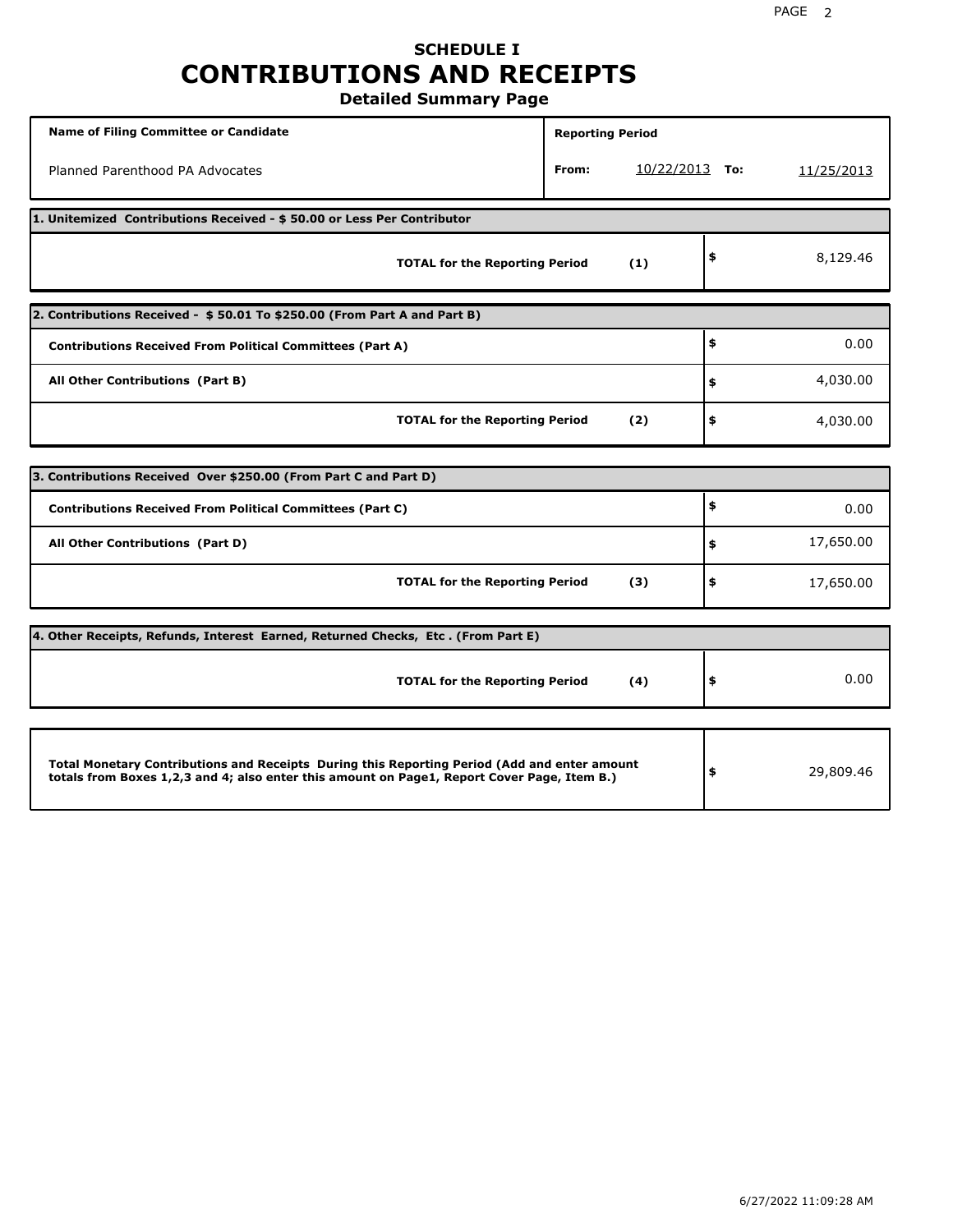## SCHEDULE I

# CONTRIBUTIONS AND RECEIPTS

### Detailed Summary Page

| Name of Filing Committee or Candidate | Reporting Period |
|---|---|
| Planned Parenthood PA Advocates | From: 10/22/2013 To: 11/25/2013 |

| 1. Unitemized Contributions Received - $ 50.00 or Less Per Contributor | | |
|---|---|---|
| TOTAL for the Reporting Period | (1) | $ 8,129.46 |

| 2. Contributions Received - $ 50.01 To $250.00 (From Part A and Part B) | | |
|---|---|---|
| Contributions Received From Political Committees (Part A) | | $ 0.00 |
| All Other Contributions (Part B) | | $ 4,030.00 |
| TOTAL for the Reporting Period | (2) | $ 4,030.00 |

| 3. Contributions Received Over $250.00 (From Part C and Part D) | | |
|---|---|---|
| Contributions Received From Political Committees (Part C) | | $ 0.00 |
| All Other Contributions (Part D) | | $ 17,650.00 |
| TOTAL for the Reporting Period | (3) | $ 17,650.00 |

| 4. Other Receipts, Refunds, Interest Earned, Returned Checks, Etc . (From Part E) | | |
|---|---|---|
| TOTAL for the Reporting Period | (4) | $ 0.00 |

| Total Monetary Contributions and Receipts During this Reporting Period (Add and enter amount totals from Boxes 1,2,3 and 4; also enter this amount on Page1, Report Cover Page, Item B.) | $ 29,809.46 |
|---|---|

6/27/2022 11:09:28 AM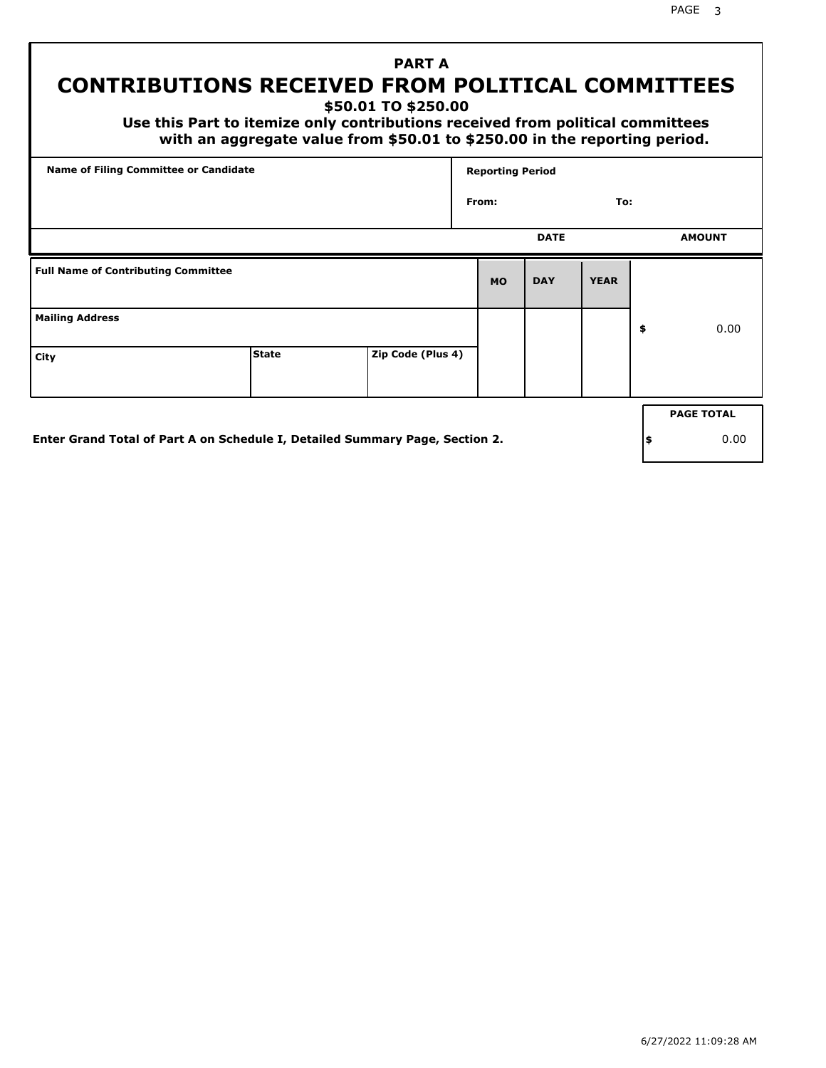## PART A

# CONTRIBUTIONS RECEIVED FROM POLITICAL COMMITTEES

### $50.01 TO $250.00

**Use this Part to itemize only contributions received from political committees with an aggregate value from $50.01 to $250.00 in the reporting period.**

| Name of Filing Committee or Candidate | Reporting Period |
|---|---|
| | From: To: |

| Full Name of Contributing Committee | | | DATE MO | DAY | YEAR | AMOUNT |
|---|---|---|---|---|---|---|
| Mailing Address | | | | | | $ 0.00 |
| City | State | Zip Code (Plus 4) | | | | |

**Enter Grand Total of Part A on Schedule I, Detailed Summary Page, Section 2.**

| PAGE TOTAL |
|---|
| $ 0.00 |

6/27/2022 11:09:28 AM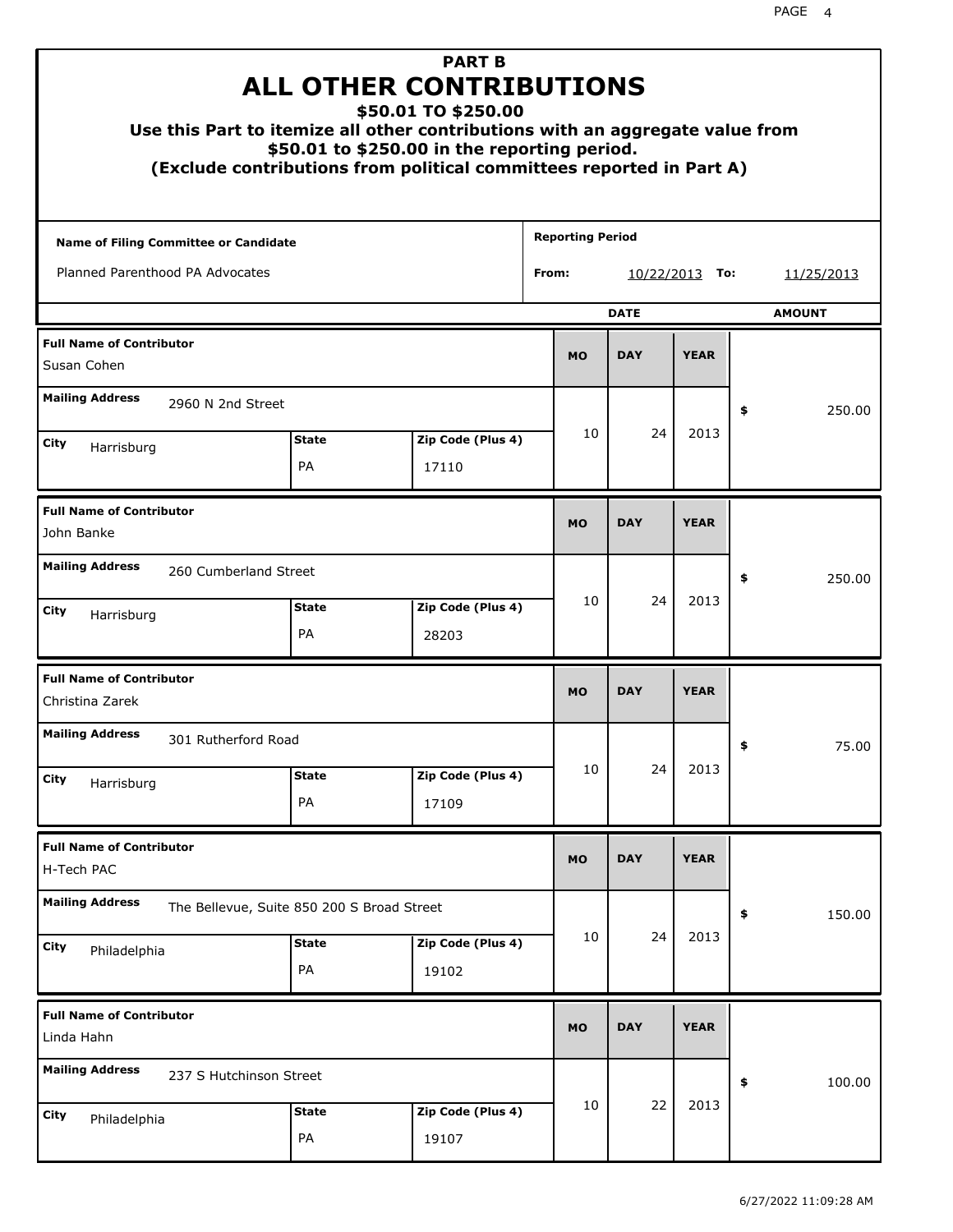# PART B

## ALL OTHER CONTRIBUTIONS

### $50.01 TO $250.00

**Use this Part to itemize all other contributions with an aggregate value from $50.01 to $250.00 in the reporting period.**

**(Exclude contributions from political committees reported in Part A)**

**Name of Filing Committee or Candidate:** Planned Parenthood PA Advocates

**Reporting Period** From: 10/22/2013 To: 11/25/2013

| Full Name of Contributor | Mailing Address | City | State | Zip Code (Plus 4) | MO | DAY | YEAR | AMOUNT |
|---|---|---|---|---|---|---|---|---|
| Susan Cohen | 2960 N 2nd Street | Harrisburg | PA | 17110 | 10 | 24 | 2013 | $ 250.00 |
| John Banke | 260 Cumberland Street | Harrisburg | PA | 28203 | 10 | 24 | 2013 | $ 250.00 |
| Christina Zarek | 301 Rutherford Road | Harrisburg | PA | 17109 | 10 | 24 | 2013 | $ 75.00 |
| H-Tech PAC | The Bellevue, Suite 850 200 S Broad Street | Philadelphia | PA | 19102 | 10 | 24 | 2013 | $ 150.00 |
| Linda Hahn | 237 S Hutchinson Street | Philadelphia | PA | 19107 | 10 | 22 | 2013 | $ 100.00 |

6/27/2022 11:09:28 AM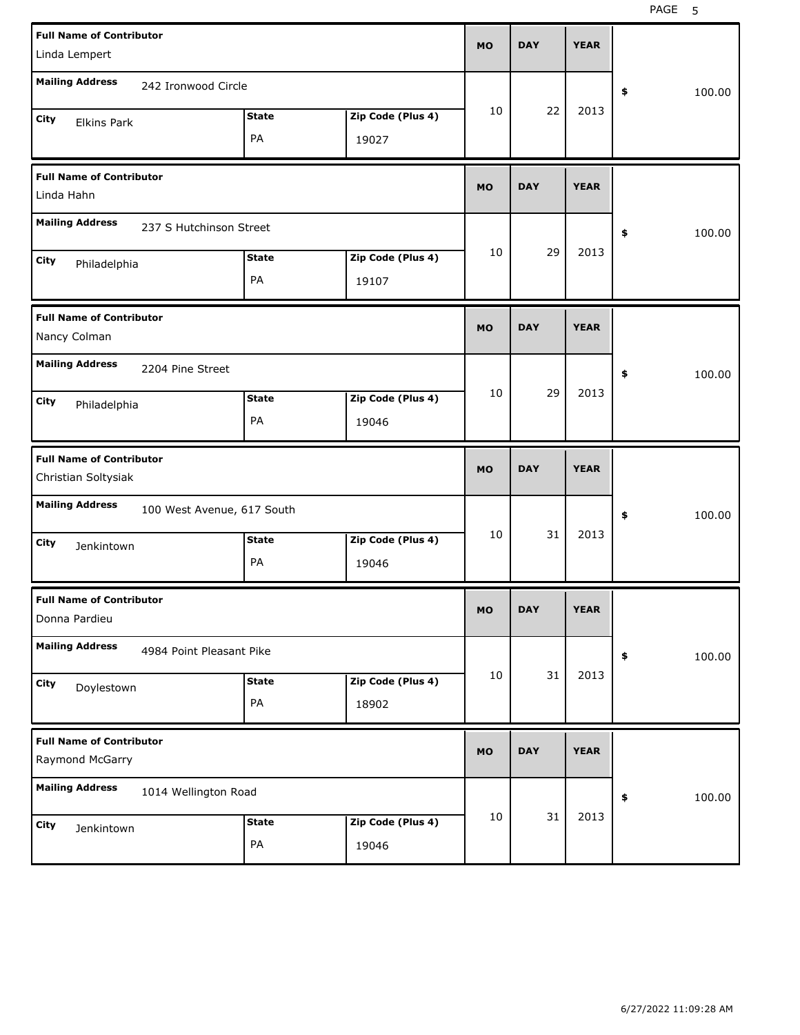| Full Name of Contributor | Mailing Address | City | State | Zip Code (Plus 4) | MO | DAY | YEAR | $ |
|---|---|---|---|---|---|---|---|---|
| Linda Lempert | 242 Ironwood Circle | Elkins Park | PA | 19027 | 10 | 22 | 2013 | 100.00 |
| Linda Hahn | 237 S Hutchinson Street | Philadelphia | PA | 19107 | 10 | 29 | 2013 | 100.00 |
| Nancy Colman | 2204 Pine Street | Philadelphia | PA | 19046 | 10 | 29 | 2013 | 100.00 |
| Christian Soltysiak | 100 West Avenue, 617 South | Jenkintown | PA | 19046 | 10 | 31 | 2013 | 100.00 |
| Donna Pardieu | 4984 Point Pleasant Pike | Doylestown | PA | 18902 | 10 | 31 | 2013 | 100.00 |
| Raymond McGarry | 1014 Wellington Road | Jenkintown | PA | 19046 | 10 | 31 | 2013 | 100.00 |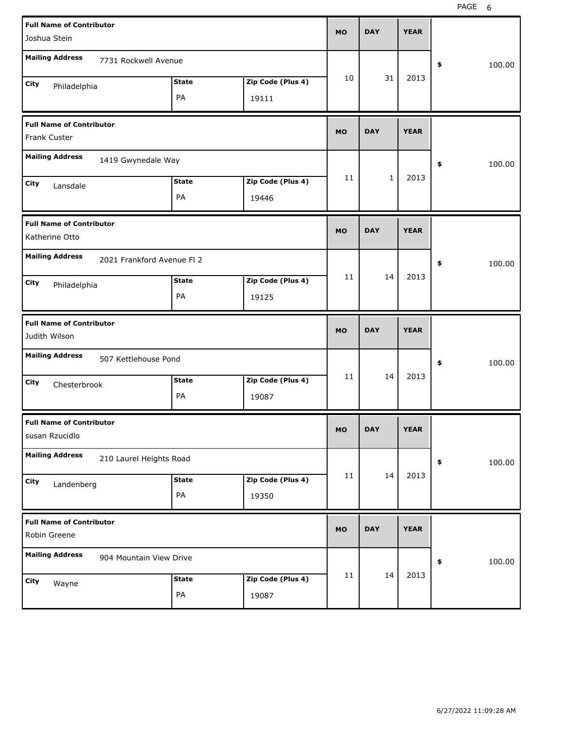| Full Name of Contributor | Mailing Address | City | State | Zip Code (Plus 4) | MO | DAY | YEAR | $ |
|---|---|---|---|---|---|---|---|---|
| Joshua Stein | 7731 Rockwell Avenue | Philadelphia | PA | 19111 | 10 | 31 | 2013 | 100.00 |
| Frank Custer | 1419 Gwynedale Way | Lansdale | PA | 19446 | 11 | 1 | 2013 | 100.00 |
| Katherine Otto | 2021 Frankford Avenue Fl 2 | Philadelphia | PA | 19125 | 11 | 14 | 2013 | 100.00 |
| Judith Wilson | 507 Kettlehouse Pond | Chesterbrook | PA | 19087 | 11 | 14 | 2013 | 100.00 |
| susan Rzucidlo | 210 Laurel Heights Road | Landenberg | PA | 19350 | 11 | 14 | 2013 | 100.00 |
| Robin Greene | 904 Mountain View Drive | Wayne | PA | 19087 | 11 | 14 | 2013 | 100.00 |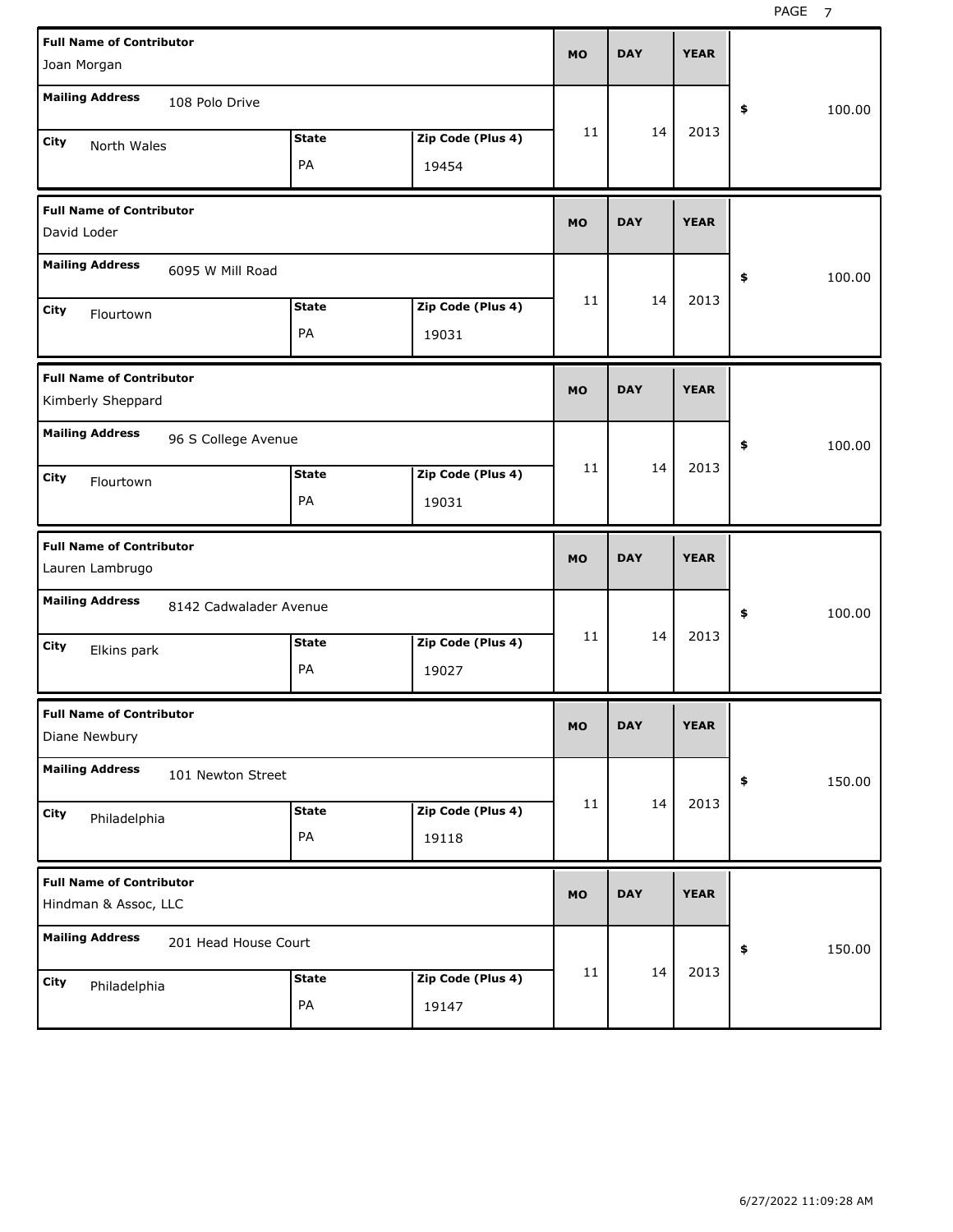| Full Name of Contributor | Mailing Address | City | State | Zip Code (Plus 4) | MO | DAY | YEAR | $ |
|---|---|---|---|---|---|---|---|---|
| Joan Morgan | 108 Polo Drive | North Wales | PA | 19454 | 11 | 14 | 2013 | 100.00 |
| David Loder | 6095 W Mill Road | Flourtown | PA | 19031 | 11 | 14 | 2013 | 100.00 |
| Kimberly Sheppard | 96 S College Avenue | Flourtown | PA | 19031 | 11 | 14 | 2013 | 100.00 |
| Lauren Lambrugo | 8142 Cadwalader Avenue | Elkins park | PA | 19027 | 11 | 14 | 2013 | 100.00 |
| Diane Newbury | 101 Newton Street | Philadelphia | PA | 19118 | 11 | 14 | 2013 | 150.00 |
| Hindman & Assoc, LLC | 201 Head House Court | Philadelphia | PA | 19147 | 11 | 14 | 2013 | 150.00 |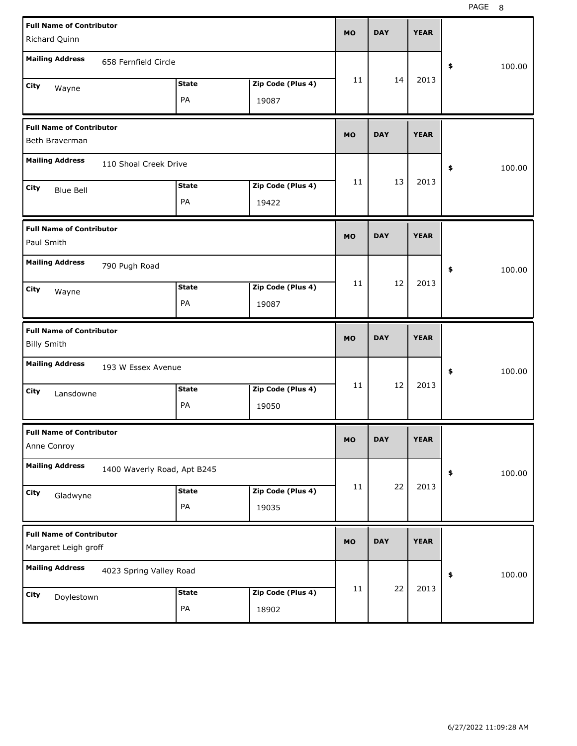| Full Name of Contributor | Mailing Address | City | State | Zip Code (Plus 4) | MO | DAY | YEAR | $ |
|---|---|---|---|---|---|---|---|---|
| Richard Quinn | 658 Fernfield Circle | Wayne | PA | 19087 | 11 | 14 | 2013 | 100.00 |
| Beth Braverman | 110 Shoal Creek Drive | Blue Bell | PA | 19422 | 11 | 13 | 2013 | 100.00 |
| Paul Smith | 790 Pugh Road | Wayne | PA | 19087 | 11 | 12 | 2013 | 100.00 |
| Billy Smith | 193 W Essex Avenue | Lansdowne | PA | 19050 | 11 | 12 | 2013 | 100.00 |
| Anne Conroy | 1400 Waverly Road, Apt B245 | Gladwyne | PA | 19035 | 11 | 22 | 2013 | 100.00 |
| Margaret Leigh groff | 4023 Spring Valley Road | Doylestown | PA | 18902 | 11 | 22 | 2013 | 100.00 |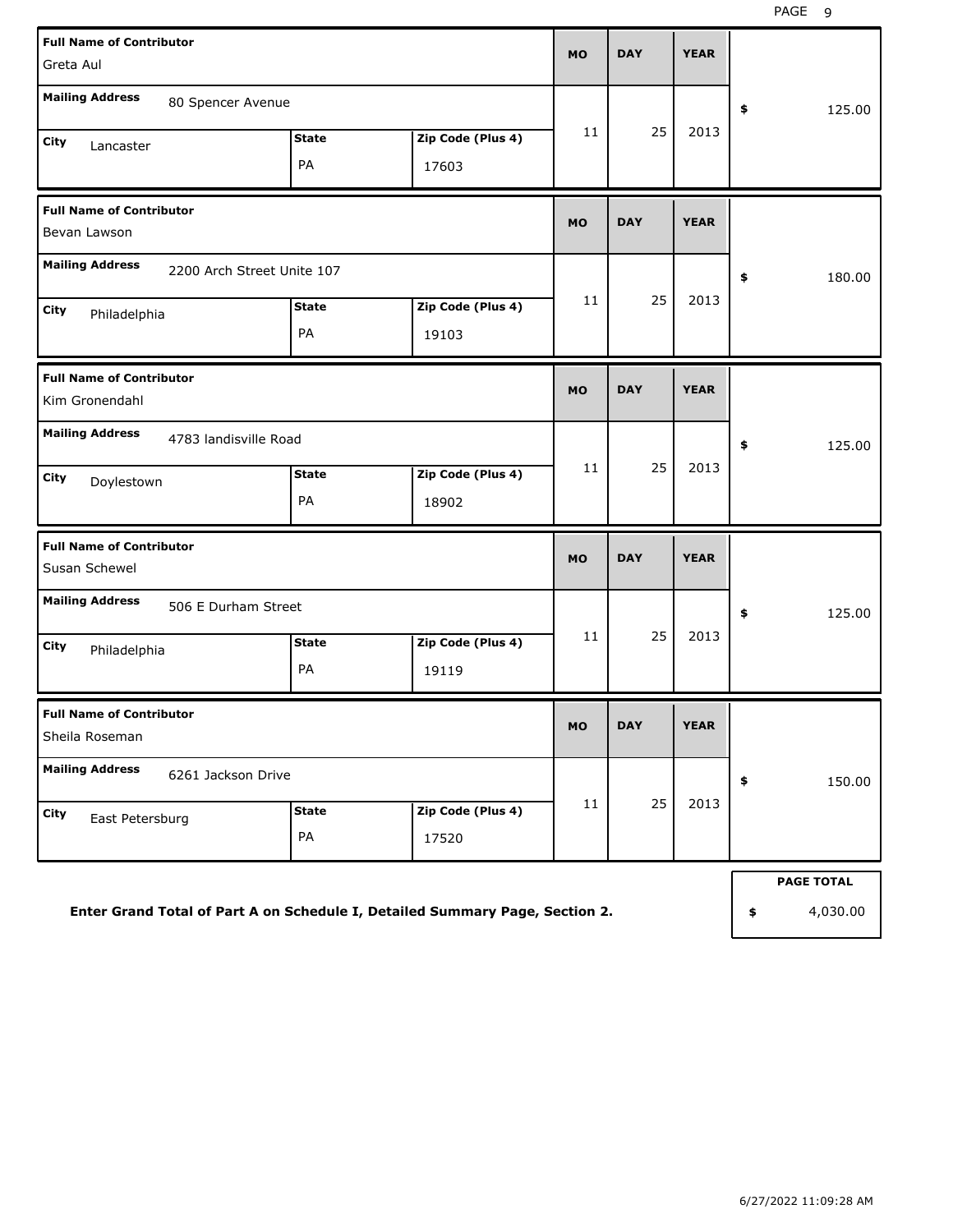| Full Name of Contributor | Mailing Address | City | State | Zip Code (Plus 4) | MO | DAY | YEAR | Amount |
|---|---|---|---|---|---|---|---|---|
| Greta Aul | 80 Spencer Avenue | Lancaster | PA | 17603 | 11 | 25 | 2013 | $ 125.00 |
| Bevan Lawson | 2200 Arch Street Unite 107 | Philadelphia | PA | 19103 | 11 | 25 | 2013 | $ 180.00 |
| Kim Gronendahl | 4783 landisville Road | Doylestown | PA | 18902 | 11 | 25 | 2013 | $ 125.00 |
| Susan Schewel | 506 E Durham Street | Philadelphia | PA | 19119 | 11 | 25 | 2013 | $ 125.00 |
| Sheila Roseman | 6261 Jackson Drive | East Petersburg | PA | 17520 | 11 | 25 | 2013 | $ 150.00 |

**Enter Grand Total of Part A on Schedule I, Detailed Summary Page, Section 2.**

| PAGE TOTAL |
|---|
| $ 4,030.00 |

6/27/2022 11:09:28 AM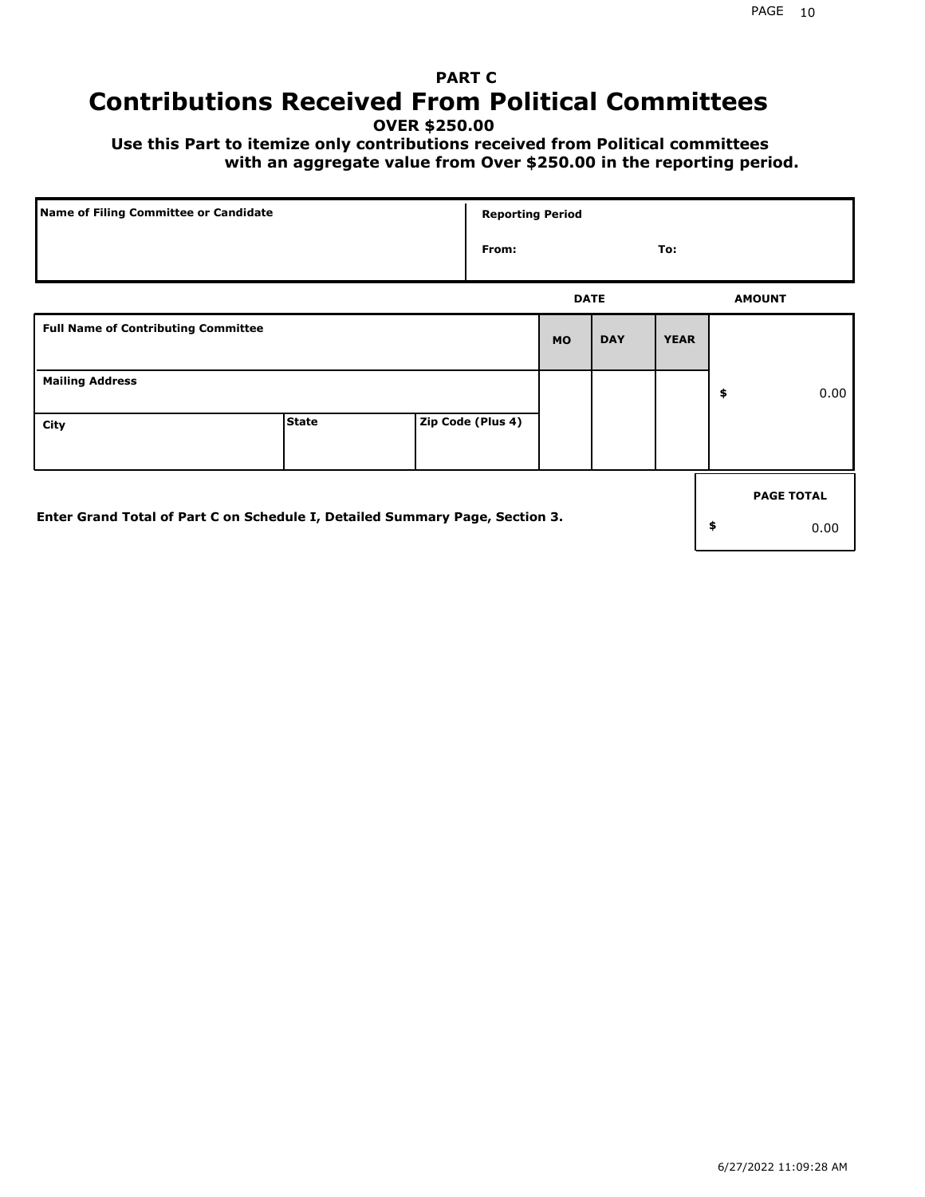**PART C**

# Contributions Received From Political Committees

**OVER $250.00**

**Use this Part to itemize only contributions received from Political committees with an aggregate value from Over $250.00 in the reporting period.**

| Name of Filing Committee or Candidate | Reporting Period |
| --- | --- |
| | From: To: |

| Full Name of Contributing Committee | | | DATE MO | DAY | YEAR | AMOUNT |
| --- | --- | --- | --- | --- | --- | --- |
| Mailing Address | | | | | | $ 0.00 |
| City | State | Zip Code (Plus 4) | | | | |

**Enter Grand Total of Part C on Schedule I, Detailed Summary Page, Section 3.**

| PAGE TOTAL |
| --- |
| $ 0.00 |

6/27/2022 11:09:28 AM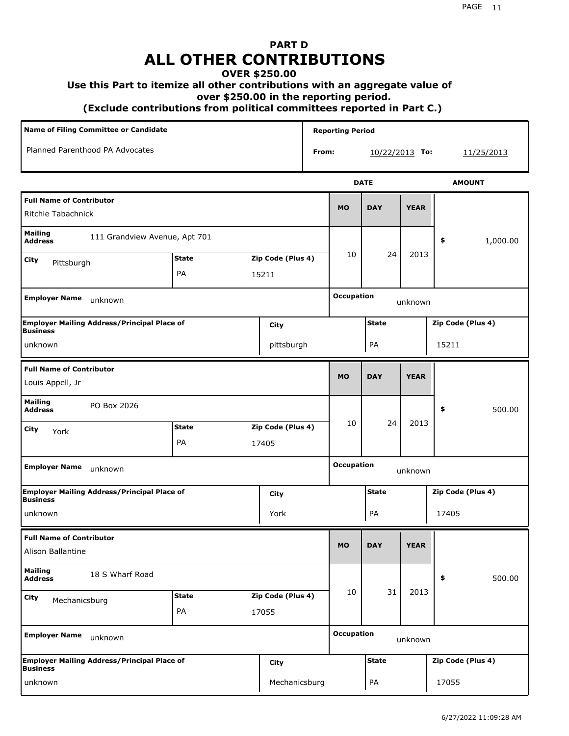# PART D
# ALL OTHER CONTRIBUTIONS
### OVER $250.00
### Use this Part to itemize all other contributions with an aggregate value of over $250.00 in the reporting period.
### (Exclude contributions from political committees reported in Part C.)

| Name of Filing Committee or Candidate | Reporting Period |
|---|---|
| Planned Parenthood PA Advocates | From: 10/22/2013 To: 11/25/2013 |

| Full Name of Contributor | Mailing Address | City | State | Zip Code (Plus 4) | MO | DAY | YEAR | AMOUNT |
|---|---|---|---|---|---|---|---|---|
| Ritchie Tabachnick | 111 Grandview Avenue, Apt 701 | Pittsburgh | PA | 15211 | 10 | 24 | 2013 | $ 1,000.00 |

| Employer Name | Occupation | Employer Mailing Address/Principal Place of Business | City | State | Zip Code (Plus 4) |
|---|---|---|---|---|---|
| unknown | unknown | unknown | pittsburgh | PA | 15211 |

| Full Name of Contributor | Mailing Address | City | State | Zip Code (Plus 4) | MO | DAY | YEAR | AMOUNT |
|---|---|---|---|---|---|---|---|---|
| Louis Appell, Jr | PO Box 2026 | York | PA | 17405 | 10 | 24 | 2013 | $ 500.00 |

| Employer Name | Occupation | Employer Mailing Address/Principal Place of Business | City | State | Zip Code (Plus 4) |
|---|---|---|---|---|---|
| unknown | unknown | unknown | York | PA | 17405 |

| Full Name of Contributor | Mailing Address | City | State | Zip Code (Plus 4) | MO | DAY | YEAR | AMOUNT |
|---|---|---|---|---|---|---|---|---|
| Alison Ballantine | 18 S Wharf Road | Mechanicsburg | PA | 17055 | 10 | 31 | 2013 | $ 500.00 |

| Employer Name | Occupation | Employer Mailing Address/Principal Place of Business | City | State | Zip Code (Plus 4) |
|---|---|---|---|---|---|
| unknown | unknown | unknown | Mechanicsburg | PA | 17055 |

6/27/2022 11:09:28 AM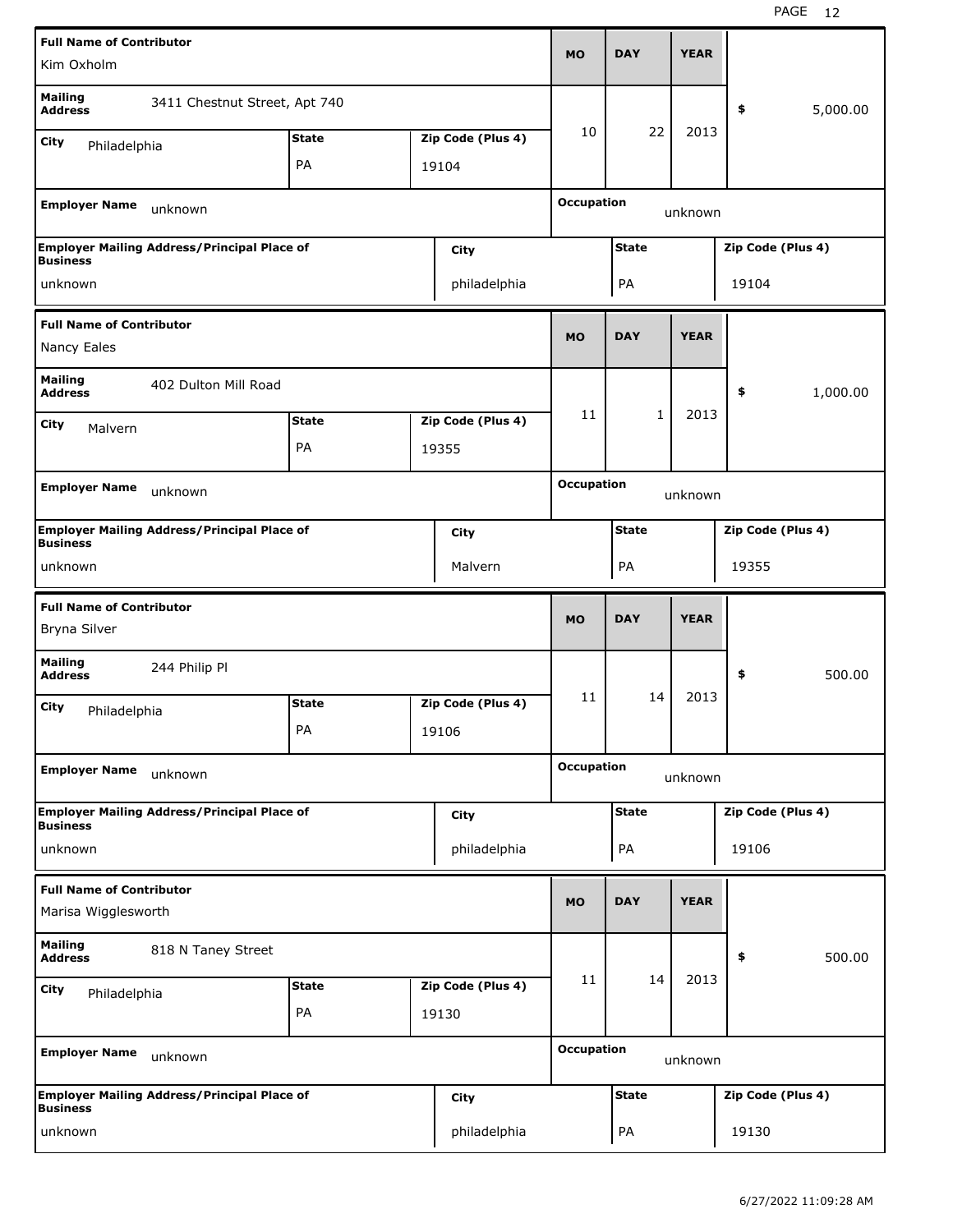| Full Name of Contributor | | | MO | DAY | YEAR | |
|---|---|---|---|---|---|---|
| Kim Oxholm | | | 10 | 22 | 2013 | $ 5,000.00 |
| **Mailing Address** 3411 Chestnut Street, Apt 740 | | | | | | |
| **City** Philadelphia | **State** PA | **Zip Code (Plus 4)** 19104 | | | | |
| **Employer Name** unknown | | | **Occupation** unknown | | | |
| **Employer Mailing Address/Principal Place of Business** unknown | **City** philadelphia | | **State** PA | | **Zip Code (Plus 4)** 19104 | |

| Full Name of Contributor | | | MO | DAY | YEAR | |
|---|---|---|---|---|---|---|
| Nancy Eales | | | 11 | 1 | 2013 | $ 1,000.00 |
| **Mailing Address** 402 Dulton Mill Road | | | | | | |
| **City** Malvern | **State** PA | **Zip Code (Plus 4)** 19355 | | | | |
| **Employer Name** unknown | | | **Occupation** unknown | | | |
| **Employer Mailing Address/Principal Place of Business** unknown | **City** Malvern | | **State** PA | | **Zip Code (Plus 4)** 19355 | |

| Full Name of Contributor | | | MO | DAY | YEAR | |
|---|---|---|---|---|---|---|
| Bryna Silver | | | 11 | 14 | 2013 | $ 500.00 |
| **Mailing Address** 244 Philip Pl | | | | | | |
| **City** Philadelphia | **State** PA | **Zip Code (Plus 4)** 19106 | | | | |
| **Employer Name** unknown | | | **Occupation** unknown | | | |
| **Employer Mailing Address/Principal Place of Business** unknown | **City** philadelphia | | **State** PA | | **Zip Code (Plus 4)** 19106 | |

| Full Name of Contributor | | | MO | DAY | YEAR | |
|---|---|---|---|---|---|---|
| Marisa Wigglesworth | | | 11 | 14 | 2013 | $ 500.00 |
| **Mailing Address** 818 N Taney Street | | | | | | |
| **City** Philadelphia | **State** PA | **Zip Code (Plus 4)** 19130 | | | | |
| **Employer Name** unknown | | | **Occupation** unknown | | | |
| **Employer Mailing Address/Principal Place of Business** unknown | **City** philadelphia | | **State** PA | | **Zip Code (Plus 4)** 19130 | |

6/27/2022 11:09:28 AM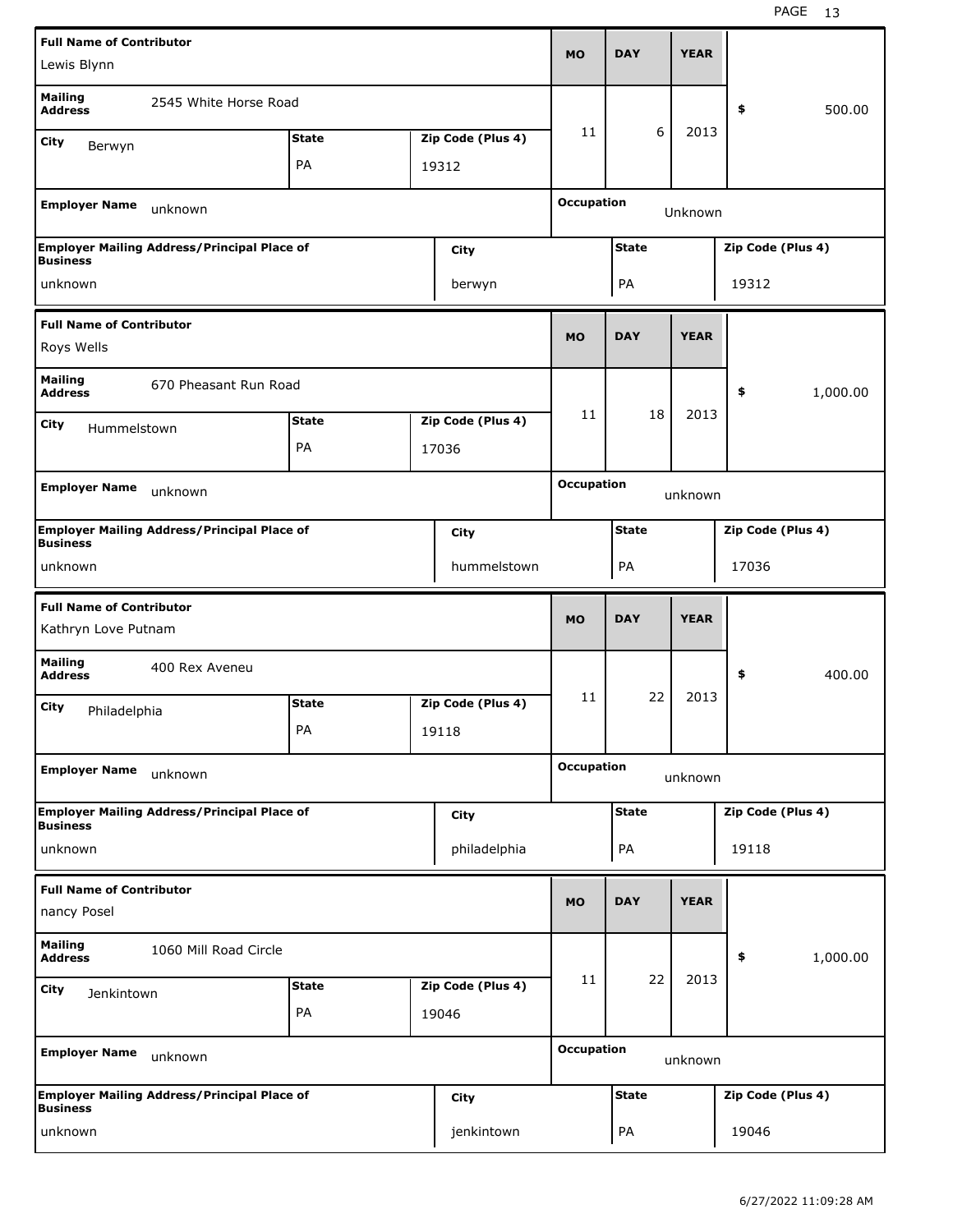| Full Name of Contributor | | | MO | DAY | YEAR | |
|---|---|---|---|---|---|---|
| Lewis Blynn | | | | | | |
| Mailing Address: 2545 White Horse Road | | | 11 | 6 | 2013 | $ 500.00 |
| City: Berwyn | State: PA | Zip Code (Plus 4): 19312 | | | | |
| Employer Name: unknown | | | Occupation: Unknown | | | |
| Employer Mailing Address/Principal Place of Business: unknown | | City: berwyn | State: PA | | Zip Code (Plus 4): 19312 | |

| Full Name of Contributor | | | MO | DAY | YEAR | |
|---|---|---|---|---|---|---|
| Roys Wells | | | | | | |
| Mailing Address: 670 Pheasant Run Road | | | 11 | 18 | 2013 | $ 1,000.00 |
| City: Hummelstown | State: PA | Zip Code (Plus 4): 17036 | | | | |
| Employer Name: unknown | | | Occupation: unknown | | | |
| Employer Mailing Address/Principal Place of Business: unknown | | City: hummelstown | State: PA | | Zip Code (Plus 4): 17036 | |

| Full Name of Contributor | | | MO | DAY | YEAR | |
|---|---|---|---|---|---|---|
| Kathryn Love Putnam | | | | | | |
| Mailing Address: 400 Rex Aveneu | | | 11 | 22 | 2013 | $ 400.00 |
| City: Philadelphia | State: PA | Zip Code (Plus 4): 19118 | | | | |
| Employer Name: unknown | | | Occupation: unknown | | | |
| Employer Mailing Address/Principal Place of Business: unknown | | City: philadelphia | State: PA | | Zip Code (Plus 4): 19118 | |

| Full Name of Contributor | | | MO | DAY | YEAR | |
|---|---|---|---|---|---|---|
| nancy Posel | | | | | | |
| Mailing Address: 1060 Mill Road Circle | | | 11 | 22 | 2013 | $ 1,000.00 |
| City: Jenkintown | State: PA | Zip Code (Plus 4): 19046 | | | | |
| Employer Name: unknown | | | Occupation: unknown | | | |
| Employer Mailing Address/Principal Place of Business: unknown | | City: jenkintown | State: PA | | Zip Code (Plus 4): 19046 | |

6/27/2022 11:09:28 AM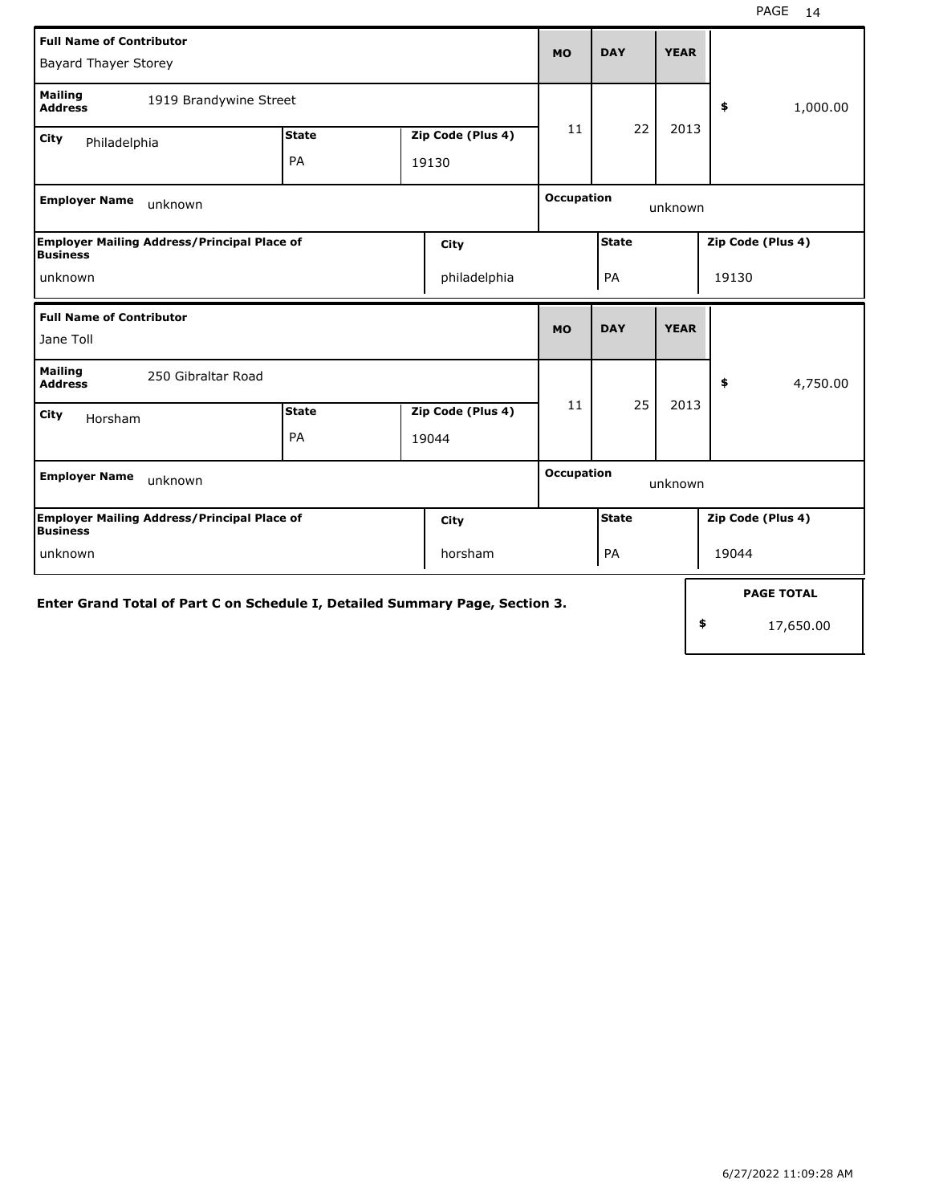| **Full Name of Contributor** | | | **MO** | **DAY** | **YEAR** | |
|---|---|---|---|---|---|---|
| Bayard Thayer Storey | | | | | | |
| **Mailing Address** 1919 Brandywine Street | | | 11 | 22 | 2013 | $ 1,000.00 |
| **City** Philadelphia | **State** PA | **Zip Code (Plus 4)** 19130 | | | | |
| **Employer Name** unknown | | | **Occupation** unknown | | | |
| **Employer Mailing Address/Principal Place of Business** | | **City** | **State** | | **Zip Code (Plus 4)** | |
| unknown | | philadelphia | PA | | 19130 | |

| **Full Name of Contributor** | | | **MO** | **DAY** | **YEAR** | |
|---|---|---|---|---|---|---|
| Jane Toll | | | | | | |
| **Mailing Address** 250 Gibraltar Road | | | 11 | 25 | 2013 | $ 4,750.00 |
| **City** Horsham | **State** PA | **Zip Code (Plus 4)** 19044 | | | | |
| **Employer Name** unknown | | | **Occupation** unknown | | | |
| **Employer Mailing Address/Principal Place of Business** | | **City** | **State** | | **Zip Code (Plus 4)** | |
| unknown | | horsham | PA | | 19044 | |

**Enter Grand Total of Part C on Schedule I, Detailed Summary Page, Section 3.**

| **PAGE TOTAL** |
|---|
| $ 17,650.00 |

6/27/2022 11:09:28 AM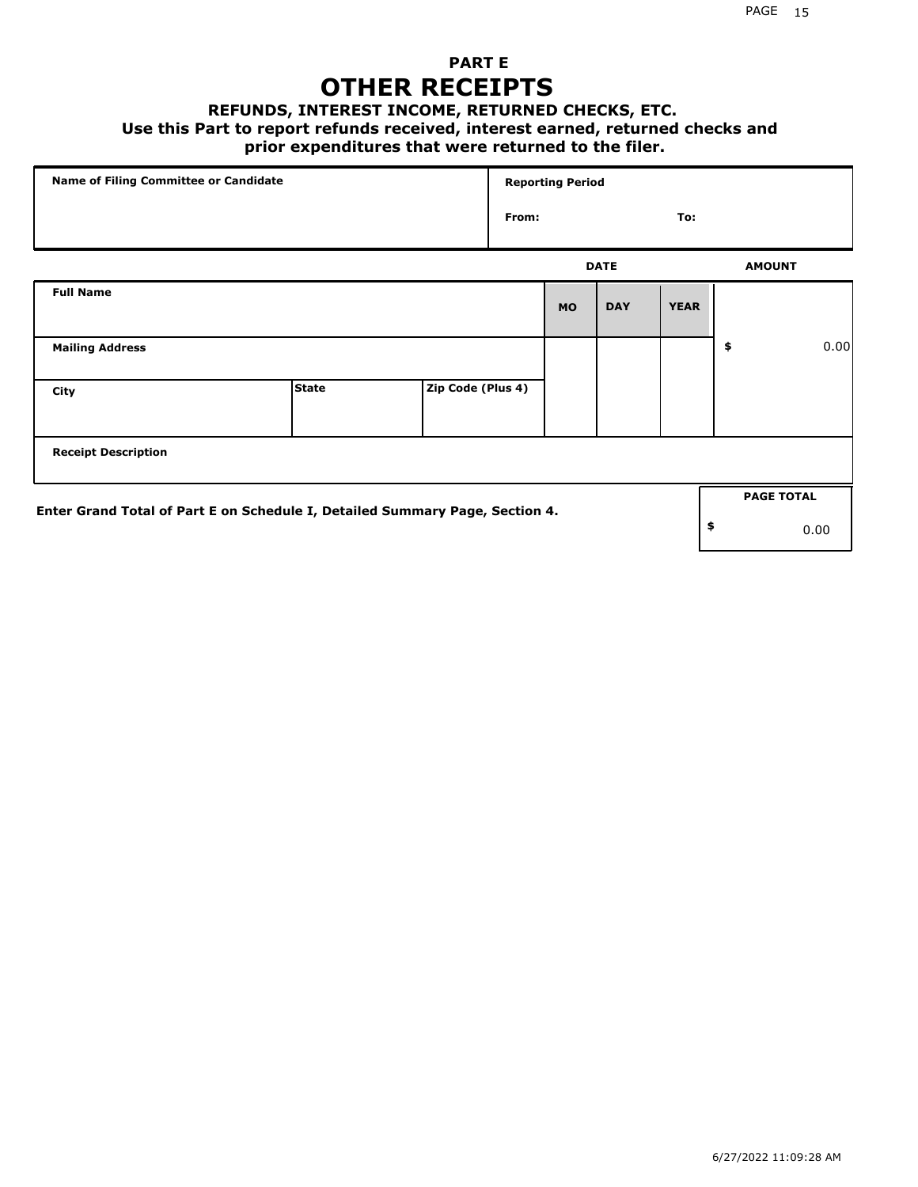# PART E
# OTHER RECEIPTS

### REFUNDS, INTEREST INCOME, RETURNED CHECKS, ETC.

**Use this Part to report refunds received, interest earned, returned checks and prior expenditures that were returned to the filer.**

| Name of Filing Committee or Candidate | Reporting Period | |
|---|---|---|
| | From: | To: |

| Full Name | | | DATE | | | AMOUNT |
|---|---|---|---|---|---|---|
| | | | MO | DAY | YEAR | |
| Mailing Address | | | | | | $ 0.00 |
| City | State | Zip Code (Plus 4) | | | | |
| Receipt Description | | | | | | |

Enter Grand Total of Part E on Schedule I, Detailed Summary Page, Section 4.

| PAGE TOTAL |
|---|
| $ 0.00 |

6/27/2022 11:09:28 AM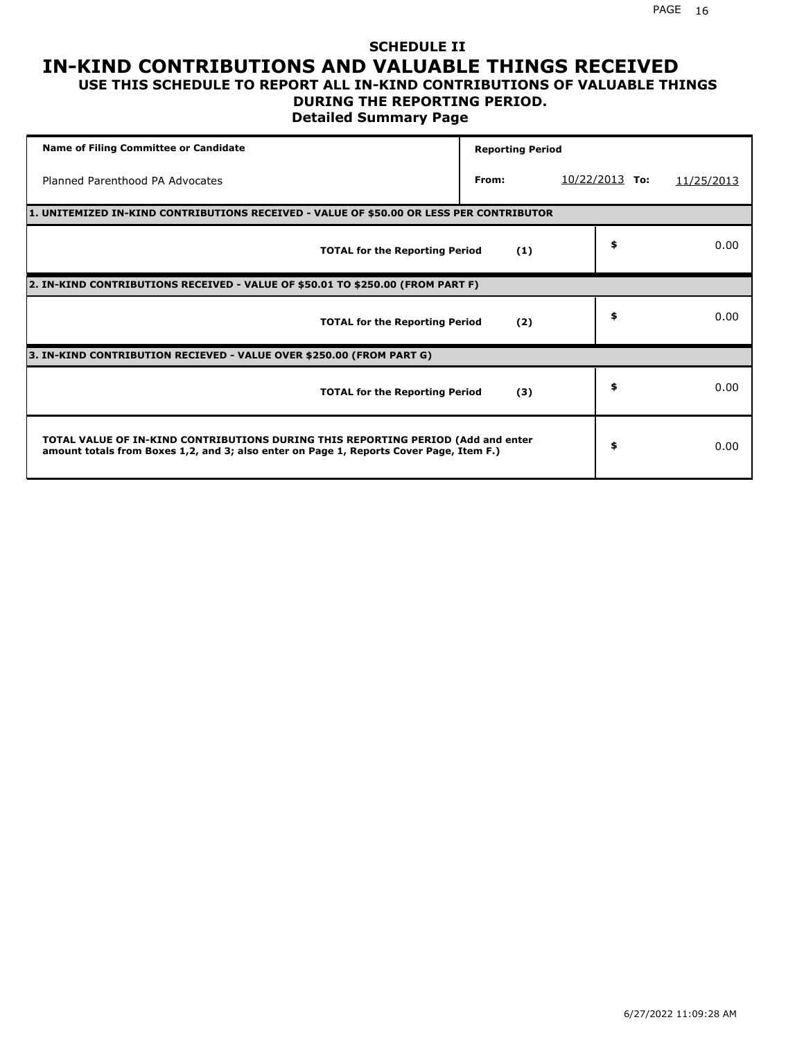## SCHEDULE II

# IN-KIND CONTRIBUTIONS AND VALUABLE THINGS RECEIVED

### USE THIS SCHEDULE TO REPORT ALL IN-KIND CONTRIBUTIONS OF VALUABLE THINGS DURING THE REPORTING PERIOD.

### Detailed Summary Page

| Name of Filing Committee or Candidate | Reporting Period | | |
|---|---|---|---|
| Planned Parenthood PA Advocates | From: | 10/22/2013 To: | 11/25/2013 |

| 1. UNITEMIZED IN-KIND CONTRIBUTIONS RECEIVED - VALUE OF $50.00 OR LESS PER CONTRIBUTOR | | |
|---|---|---|
| TOTAL for the Reporting Period | (1) | $ 0.00 |
| **2. IN-KIND CONTRIBUTIONS RECEIVED - VALUE OF $50.01 TO $250.00 (FROM PART F)** | | |
| TOTAL for the Reporting Period | (2) | $ 0.00 |
| **3. IN-KIND CONTRIBUTION RECIEVED - VALUE OVER $250.00 (FROM PART G)** | | |
| TOTAL for the Reporting Period | (3) | $ 0.00 |
| **TOTAL VALUE OF IN-KIND CONTRIBUTIONS DURING THIS REPORTING PERIOD (Add and enter amount totals from Boxes 1,2, and 3; also enter on Page 1, Reports Cover Page, Item F.)** | | $ 0.00 |

6/27/2022 11:09:28 AM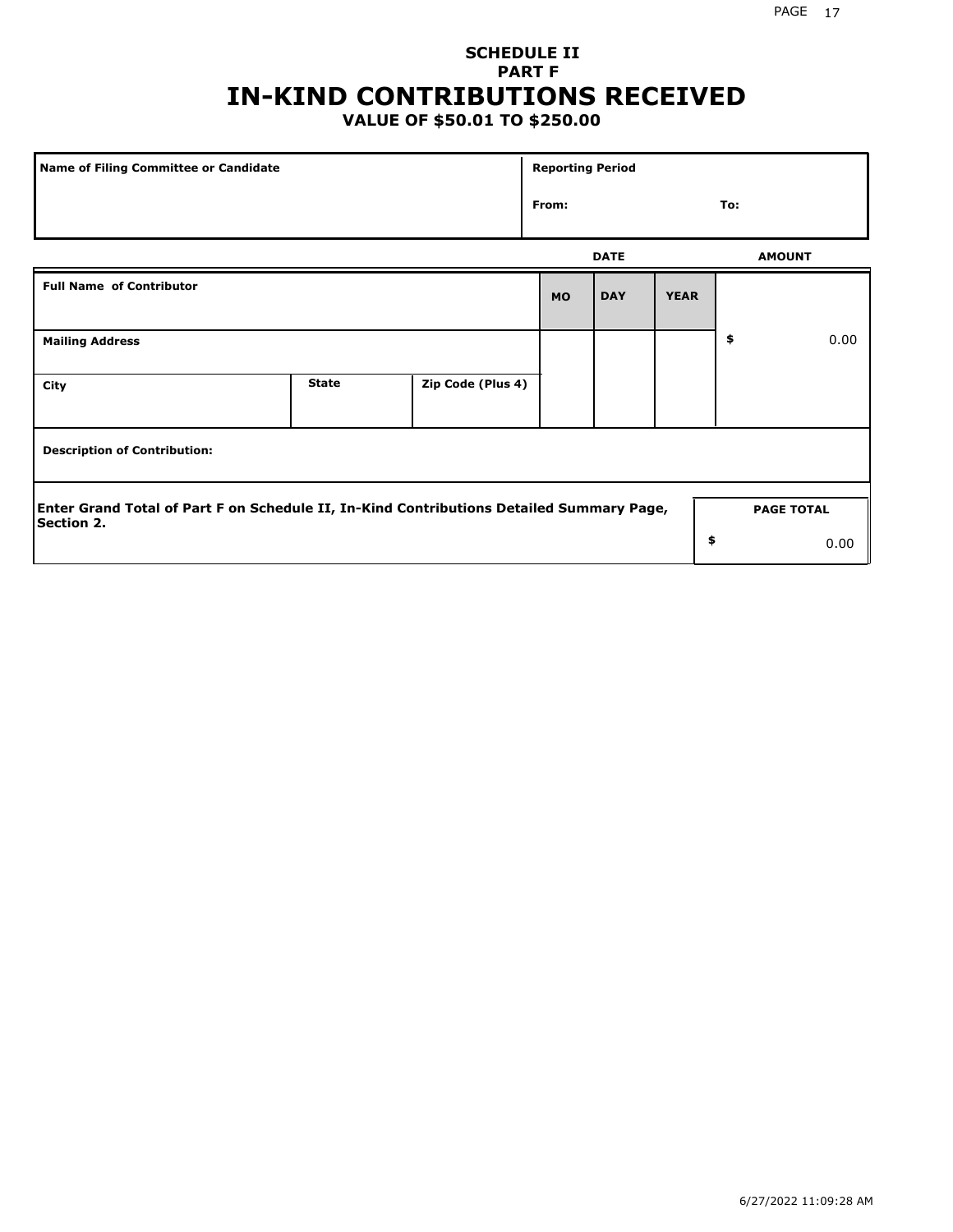# SCHEDULE II
## PART F
# IN-KIND CONTRIBUTIONS RECEIVED
### VALUE OF $50.01 TO $250.00

| Name of Filing Committee or Candidate | Reporting Period | |
|---|---|---|
| | From: | To: |

| Full Name of Contributor | | | DATE MO | DAY | YEAR | AMOUNT |
|---|---|---|---|---|---|---|
| Mailing Address | | | | | | $ 0.00 |
| City | State | Zip Code (Plus 4) | | | | |
| Description of Contribution: | | | | | | |

| Enter Grand Total of Part F on Schedule II, In-Kind Contributions Detailed Summary Page, Section 2. | PAGE TOTAL |
|---|---|
| | $ 0.00 |

6/27/2022 11:09:28 AM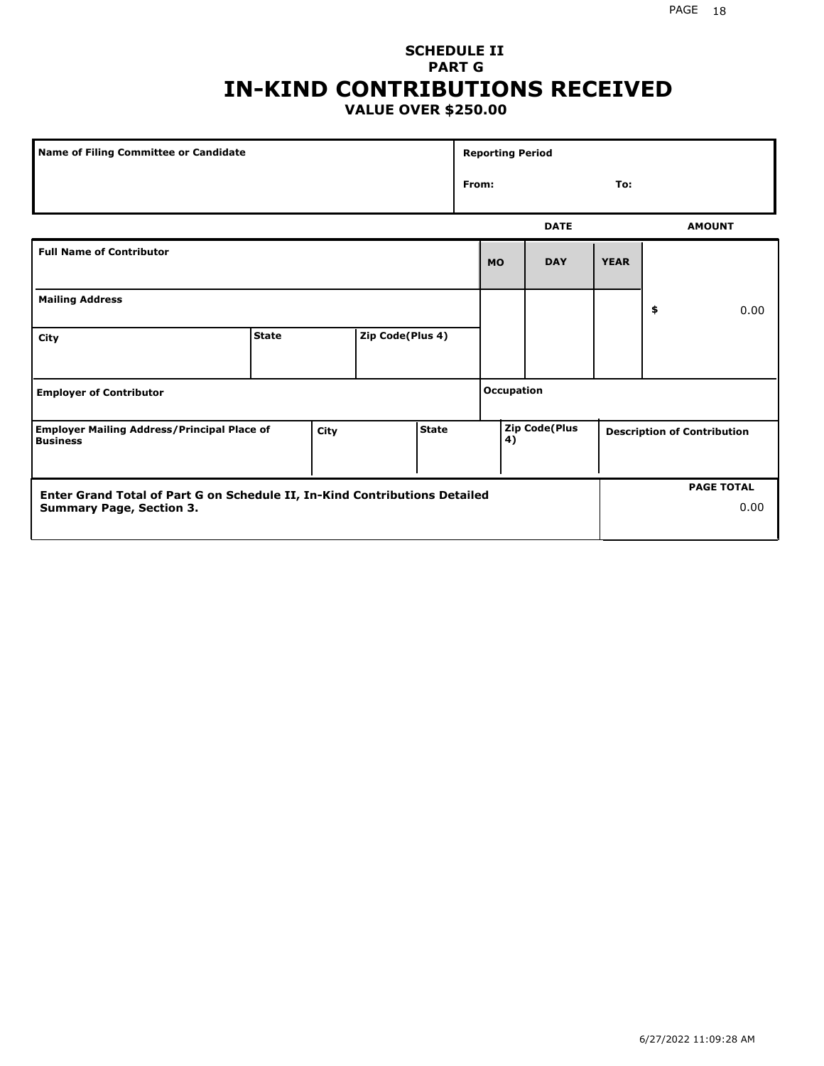**SCHEDULE II**
**PART G**

# IN-KIND CONTRIBUTIONS RECEIVED

**VALUE OVER $250.00**

| Name of Filing Committee or Candidate | Reporting Period |
|---|---|
| | From: To: |

| Full Name of Contributor | | | DATE MO | DAY | YEAR | AMOUNT |
|---|---|---|---|---|---|---|
| Mailing Address | | | | | | $ 0.00 |
| City | State | Zip Code(Plus 4) | | | | |
| Employer of Contributor | | | Occupation | | | |

| Employer Mailing Address/Principal Place of Business | City | State | Zip Code(Plus 4) | Description of Contribution |
|---|---|---|---|---|
| | | | | |

| Enter Grand Total of Part G on Schedule II, In-Kind Contributions Detailed Summary Page, Section 3. | PAGE TOTAL 0.00 |
|---|---|

6/27/2022 11:09:28 AM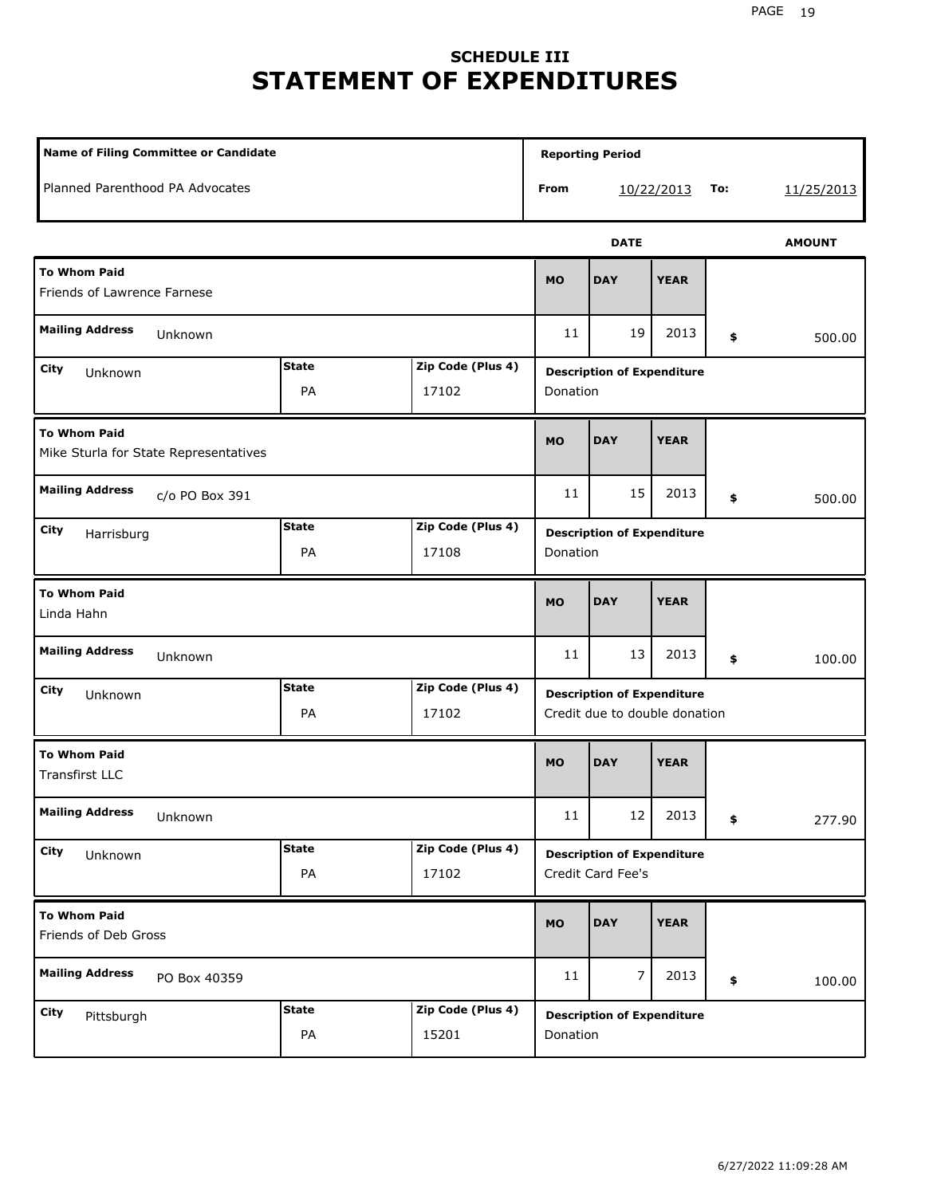# SCHEDULE III
# STATEMENT OF EXPENDITURES

| Name of Filing Committee or Candidate | Reporting Period | | | |
|---|---|---|---|---|
| Planned Parenthood PA Advocates | From | 10/22/2013 | To: | 11/25/2013 |

| To Whom Paid | Mailing Address | City | State | Zip Code (Plus 4) | MO | DAY | YEAR | AMOUNT | Description of Expenditure |
|---|---|---|---|---|---|---|---|---|---|
| Friends of Lawrence Farnese | Unknown | Unknown | PA | 17102 | 11 | 19 | 2013 | $ 500.00 | Donation |
| Mike Sturla for State Representatives | c/o PO Box 391 | Harrisburg | PA | 17108 | 11 | 15 | 2013 | $ 500.00 | Donation |
| Linda Hahn | Unknown | Unknown | PA | 17102 | 11 | 13 | 2013 | $ 100.00 | Credit due to double donation |
| Transfirst LLC | Unknown | Unknown | PA | 17102 | 11 | 12 | 2013 | $ 277.90 | Credit Card Fee's |
| Friends of Deb Gross | PO Box 40359 | Pittsburgh | PA | 15201 | 11 | 7 | 2013 | $ 100.00 | Donation |

6/27/2022 11:09:28 AM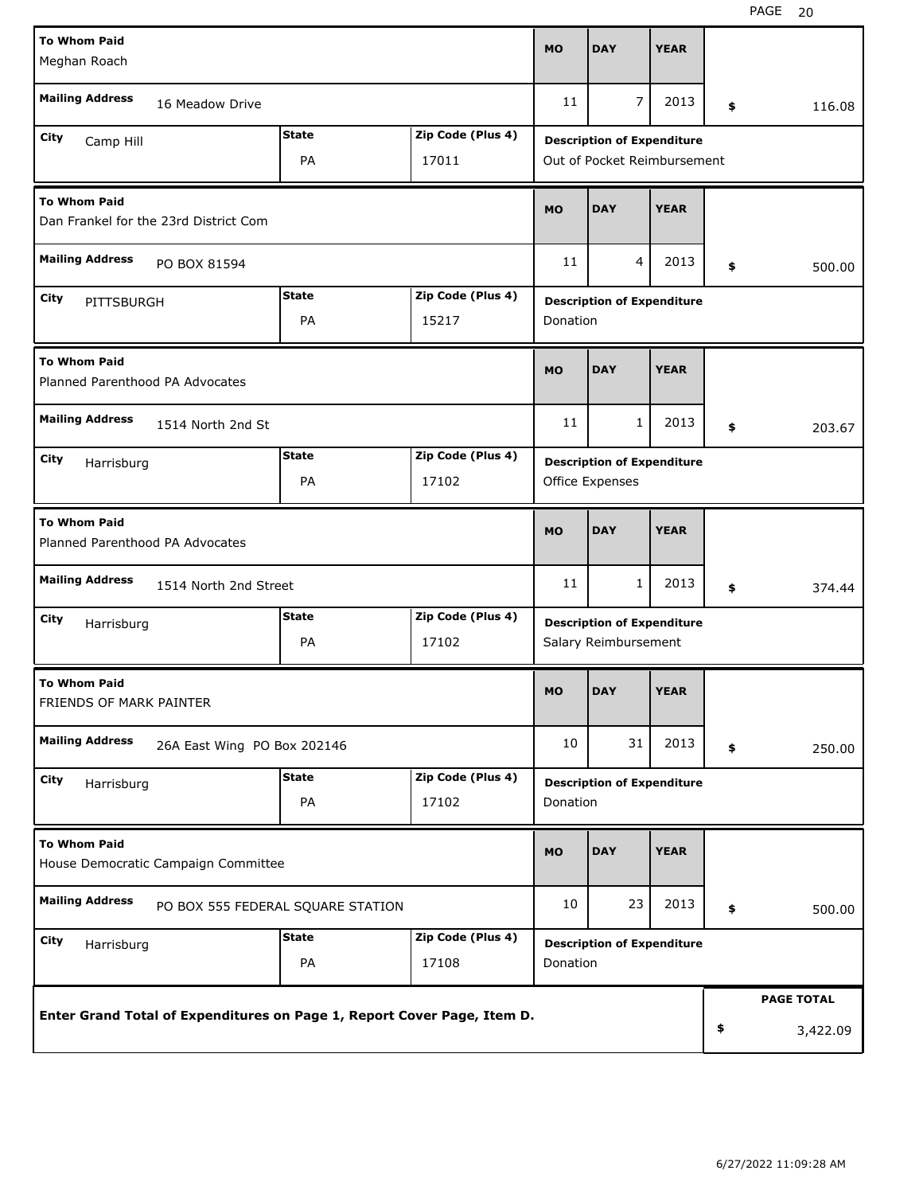| To Whom Paid | | | MO | DAY | YEAR | |
|---|---|---|---|---|---|---|
| Meghan Roach | | | | | | |
| **Mailing Address** 16 Meadow Drive | | | 11 | 7 | 2013 | $ 116.08 |
| **City** Camp Hill | **State** PA | **Zip Code (Plus 4)** 17011 | **Description of Expenditure** Out of Pocket Reimbursement | | | |

| To Whom Paid | | | MO | DAY | YEAR | |
|---|---|---|---|---|---|---|
| Dan Frankel for the 23rd District Com | | | | | | |
| **Mailing Address** PO BOX 81594 | | | 11 | 4 | 2013 | $ 500.00 |
| **City** PITTSBURGH | **State** PA | **Zip Code (Plus 4)** 15217 | **Description of Expenditure** Donation | | | |

| To Whom Paid | | | MO | DAY | YEAR | |
|---|---|---|---|---|---|---|
| Planned Parenthood PA Advocates | | | | | | |
| **Mailing Address** 1514 North 2nd St | | | 11 | 1 | 2013 | $ 203.67 |
| **City** Harrisburg | **State** PA | **Zip Code (Plus 4)** 17102 | **Description of Expenditure** Office Expenses | | | |

| To Whom Paid | | | MO | DAY | YEAR | |
|---|---|---|---|---|---|---|
| Planned Parenthood PA Advocates | | | | | | |
| **Mailing Address** 1514 North 2nd Street | | | 11 | 1 | 2013 | $ 374.44 |
| **City** Harrisburg | **State** PA | **Zip Code (Plus 4)** 17102 | **Description of Expenditure** Salary Reimbursement | | | |

| To Whom Paid | | | MO | DAY | YEAR | |
|---|---|---|---|---|---|---|
| FRIENDS OF MARK PAINTER | | | | | | |
| **Mailing Address** 26A East Wing PO Box 202146 | | | 10 | 31 | 2013 | $ 250.00 |
| **City** Harrisburg | **State** PA | **Zip Code (Plus 4)** 17102 | **Description of Expenditure** Donation | | | |

| To Whom Paid | | | MO | DAY | YEAR | |
|---|---|---|---|---|---|---|
| House Democratic Campaign Committee | | | | | | |
| **Mailing Address** PO BOX 555 FEDERAL SQUARE STATION | | | 10 | 23 | 2013 | $ 500.00 |
| **City** Harrisburg | **State** PA | **Zip Code (Plus 4)** 17108 | **Description of Expenditure** Donation | | | |

**Enter Grand Total of Expenditures on Page 1, Report Cover Page, Item D.**

**PAGE TOTAL** $ 3,422.09

6/27/2022 11:09:28 AM